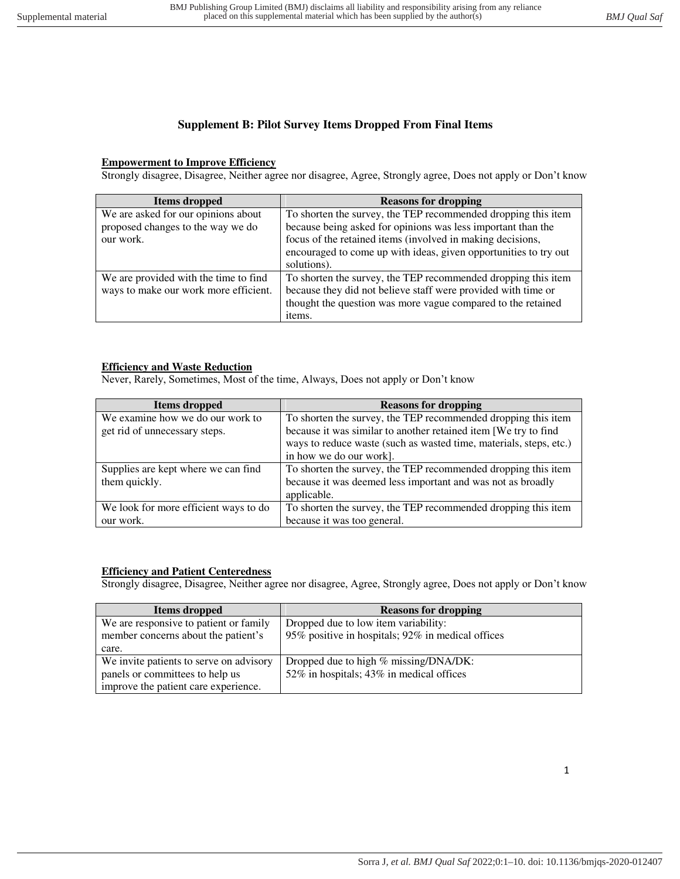## Supplement B: Pilot Survey Items Dropped From Final Items

**Empowerment to Improve Efficiency**

Strongly disagree, Disagree, Neither agree nor disagree, Agree, Strongly agree, Does not apply or Don't know

| Items dropped | Reasons for dropping |
|---|---|
| We are asked for our opinions about proposed changes to the way we do our work. | To shorten the survey, the TEP recommended dropping this item because being asked for opinions was less important than the focus of the retained items (involved in making decisions, encouraged to come up with ideas, given opportunities to try out solutions). |
| We are provided with the time to find ways to make our work more efficient. | To shorten the survey, the TEP recommended dropping this item because they did not believe staff were provided with time or thought the question was more vague compared to the retained items. |

**Efficiency and Waste Reduction**

Never, Rarely, Sometimes, Most of the time, Always, Does not apply or Don't know

| Items dropped | Reasons for dropping |
|---|---|
| We examine how we do our work to get rid of unnecessary steps. | To shorten the survey, the TEP recommended dropping this item because it was similar to another retained item [We try to find ways to reduce waste (such as wasted time, materials, steps, etc.) in how we do our work]. |
| Supplies are kept where we can find them quickly. | To shorten the survey, the TEP recommended dropping this item because it was deemed less important and was not as broadly applicable. |
| We look for more efficient ways to do our work. | To shorten the survey, the TEP recommended dropping this item because it was too general. |

**Efficiency and Patient Centeredness**

Strongly disagree, Disagree, Neither agree nor disagree, Agree, Strongly agree, Does not apply or Don't know

| Items dropped | Reasons for dropping |
|---|---|
| We are responsive to patient or family member concerns about the patient's care. | Dropped due to low item variability: 95% positive in hospitals; 92% in medical offices |
| We invite patients to serve on advisory panels or committees to help us improve the patient care experience. | Dropped due to high % missing/DNA/DK: 52% in hospitals; 43% in medical offices |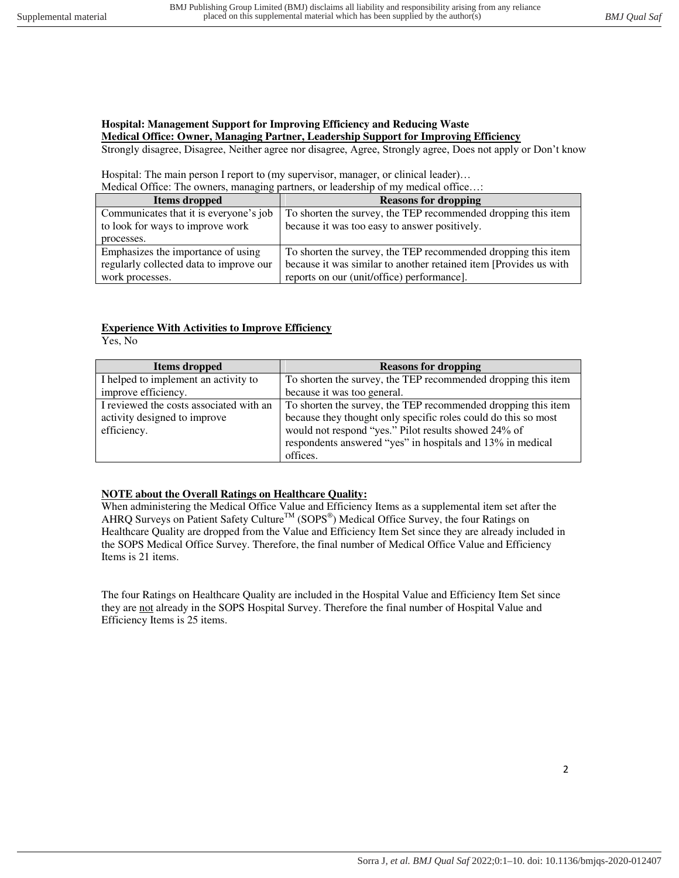**Hospital: Management Support for Improving Efficiency and Reducing Waste**

**Medical Office: Owner, Managing Partner, Leadership Support for Improving Efficiency**

Strongly disagree, Disagree, Neither agree nor disagree, Agree, Strongly agree, Does not apply or Don't know

Hospital: The main person I report to (my supervisor, manager, or clinical leader)…

Medical Office: The owners, managing partners, or leadership of my medical office…:

| Items dropped | Reasons for dropping |
|---|---|
| Communicates that it is everyone's job to look for ways to improve work processes. | To shorten the survey, the TEP recommended dropping this item because it was too easy to answer positively. |
| Emphasizes the importance of using regularly collected data to improve our work processes. | To shorten the survey, the TEP recommended dropping this item because it was similar to another retained item [Provides us with reports on our (unit/office) performance]. |

**Experience With Activities to Improve Efficiency**

Yes, No

| Items dropped | Reasons for dropping |
|---|---|
| I helped to implement an activity to improve efficiency. | To shorten the survey, the TEP recommended dropping this item because it was too general. |
| I reviewed the costs associated with an activity designed to improve efficiency. | To shorten the survey, the TEP recommended dropping this item because they thought only specific roles could do this so most would not respond "yes." Pilot results showed 24% of respondents answered "yes" in hospitals and 13% in medical offices. |

**NOTE about the Overall Ratings on Healthcare Quality:**

When administering the Medical Office Value and Efficiency Items as a supplemental item set after the AHRQ Surveys on Patient Safety Culture™ (SOPS®) Medical Office Survey, the four Ratings on Healthcare Quality are dropped from the Value and Efficiency Item Set since they are already included in the SOPS Medical Office Survey. Therefore, the final number of Medical Office Value and Efficiency Items is 21 items.

The four Ratings on Healthcare Quality are included in the Hospital Value and Efficiency Item Set since they are not already in the SOPS Hospital Survey. Therefore the final number of Hospital Value and Efficiency Items is 25 items.